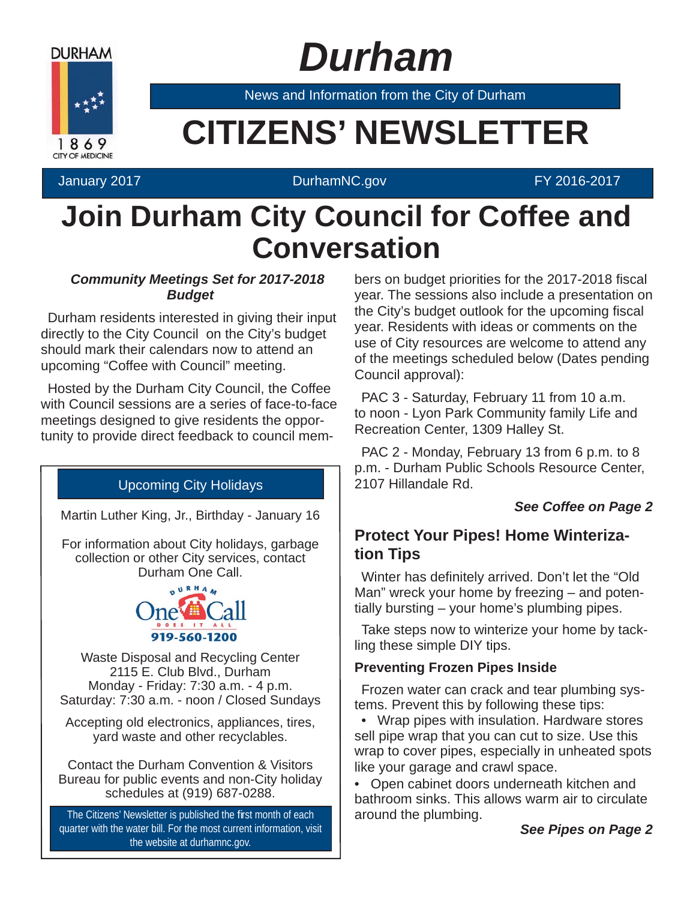DURHAM

1869

CITY OF MEDICINE

# Durham

News and Information from the City of Durham

# CITIZENS' NEWSLETTER

January 2017 | DurhamNC.gov | FY 2016-2017

# Join Durham City Council for Coffee and Conversation

***Community Meetings Set for 2017-2018 Budget***

Durham residents interested in giving their input directly to the City Council on the City's budget should mark their calendars now to attend an upcoming "Coffee with Council" meeting.

Hosted by the Durham City Council, the Coffee with Council sessions are a series of face-to-face meetings designed to give residents the opportunity to provide direct feedback to council members on budget priorities for the 2017-2018 fiscal year. The sessions also include a presentation on the City's budget outlook for the upcoming fiscal year. Residents with ideas or comments on the use of City resources are welcome to attend any of the meetings scheduled below (Dates pending Council approval):

PAC 3 - Saturday, February 11 from 10 a.m. to noon - Lyon Park Community family Life and Recreation Center, 1309 Halley St.

PAC 2 - Monday, February 13 from 6 p.m. to 8 p.m. - Durham Public Schools Resource Center, 2107 Hillandale Rd.

***See Coffee on Page 2***

## Protect Your Pipes! Home Winterization Tips

Winter has definitely arrived. Don't let the "Old Man" wreck your home by freezing – and potentially bursting – your home's plumbing pipes.

Take steps now to winterize your home by tackling these simple DIY tips.

### Preventing Frozen Pipes Inside

Frozen water can crack and tear plumbing systems. Prevent this by following these tips:

- Wrap pipes with insulation. Hardware stores sell pipe wrap that you can cut to size. Use this wrap to cover pipes, especially in unheated spots like your garage and crawl space.
- Open cabinet doors underneath kitchen and bathroom sinks. This allows warm air to circulate around the plumbing.

***See Pipes on Page 2***

---

### Upcoming City Holidays

Martin Luther King, Jr., Birthday - January 16

For information about City holidays, garbage collection or other City services, contact Durham One Call.

DURHAM One Call DOES IT ALL

919-560-1200

Waste Disposal and Recycling Center
2115 E. Club Blvd., Durham
Monday - Friday: 7:30 a.m. - 4 p.m.
Saturday: 7:30 a.m. - noon / Closed Sundays

Accepting old electronics, appliances, tires, yard waste and other recyclables.

Contact the Durham Convention & Visitors Bureau for public events and non-City holiday schedules at (919) 687-0288.

The Citizens' Newsletter is published the first month of each quarter with the water bill. For the most current information, visit the website at durhamnc.gov.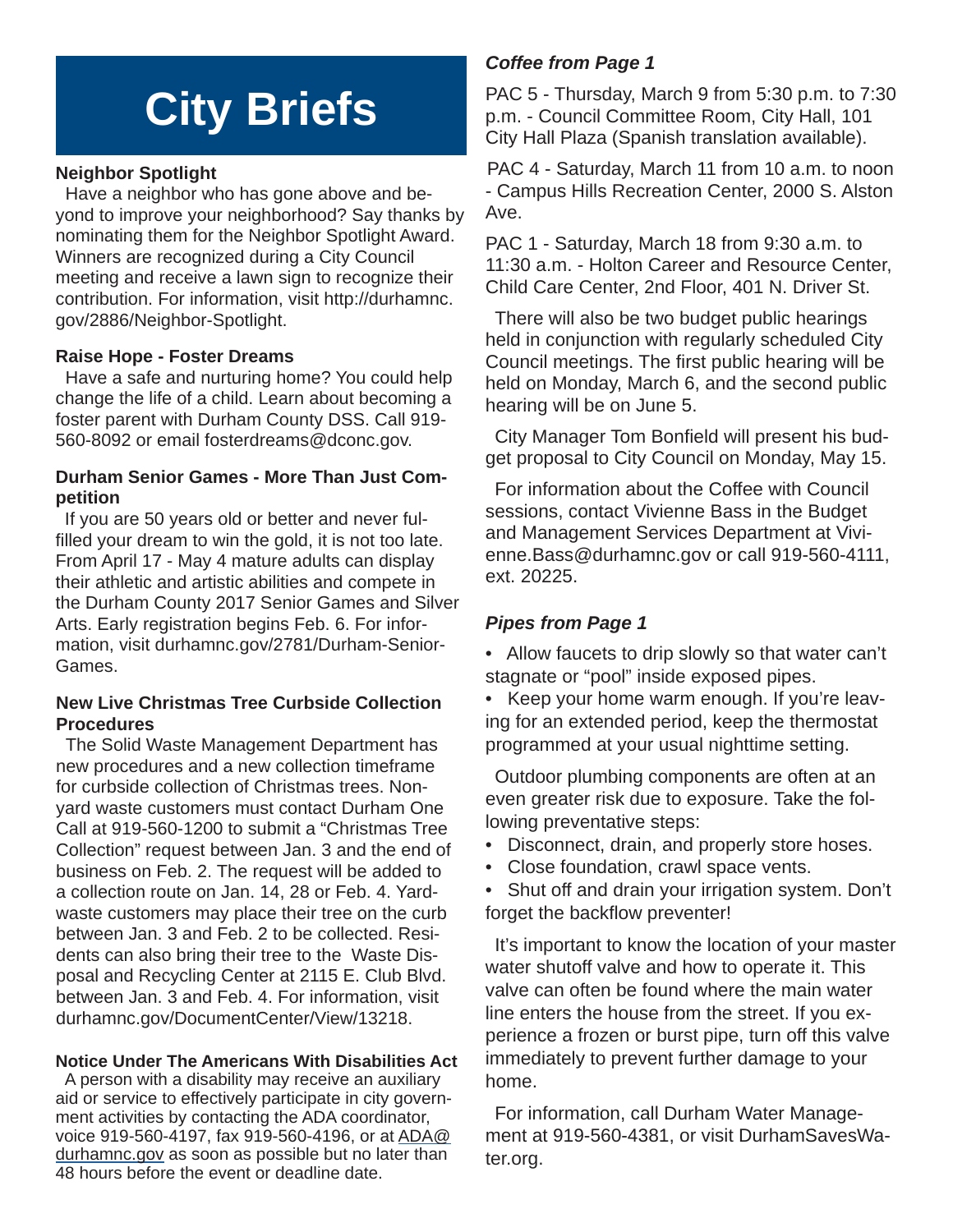# City Briefs

**Neighbor Spotlight**

Have a neighbor who has gone above and beyond to improve your neighborhood? Say thanks by nominating them for the Neighbor Spotlight Award. Winners are recognized during a City Council meeting and receive a lawn sign to recognize their contribution. For information, visit http://durhamnc.gov/2886/Neighbor-Spotlight.

**Raise Hope - Foster Dreams**

Have a safe and nurturing home? You could help change the life of a child. Learn about becoming a foster parent with Durham County DSS. Call 919-560-8092 or email fosterdreams@dconc.gov.

**Durham Senior Games - More Than Just Competition**

If you are 50 years old or better and never fulfilled your dream to win the gold, it is not too late. From April 17 - May 4 mature adults can display their athletic and artistic abilities and compete in the Durham County 2017 Senior Games and Silver Arts. Early registration begins Feb. 6. For information, visit durhamnc.gov/2781/Durham-Senior-Games.

**New Live Christmas Tree Curbside Collection Procedures**

The Solid Waste Management Department has new procedures and a new collection timeframe for curbside collection of Christmas trees. Non-yard waste customers must contact Durham One Call at 919-560-1200 to submit a "Christmas Tree Collection" request between Jan. 3 and the end of business on Feb. 2. The request will be added to a collection route on Jan. 14, 28 or Feb. 4. Yard-waste customers may place their tree on the curb between Jan. 3 and Feb. 2 to be collected. Residents can also bring their tree to the Waste Disposal and Recycling Center at 2115 E. Club Blvd. between Jan. 3 and Feb. 4. For information, visit durhamnc.gov/DocumentCenter/View/13218.

**Notice Under The Americans With Disabilities Act**

A person with a disability may receive an auxiliary aid or service to effectively participate in city government activities by contacting the ADA coordinator, voice 919-560-4197, fax 919-560-4196, or at ADA@durhamnc.gov as soon as possible but no later than 48 hours before the event or deadline date.

***Coffee from Page 1***

PAC 5 - Thursday, March 9 from 5:30 p.m. to 7:30 p.m. - Council Committee Room, City Hall, 101 City Hall Plaza (Spanish translation available).

PAC 4 - Saturday, March 11 from 10 a.m. to noon - Campus Hills Recreation Center, 2000 S. Alston Ave.

PAC 1 - Saturday, March 18 from 9:30 a.m. to 11:30 a.m. - Holton Career and Resource Center, Child Care Center, 2nd Floor, 401 N. Driver St.

There will also be two budget public hearings held in conjunction with regularly scheduled City Council meetings. The first public hearing will be held on Monday, March 6, and the second public hearing will be on June 5.

City Manager Tom Bonfield will present his budget proposal to City Council on Monday, May 15.

For information about the Coffee with Council sessions, contact Vivienne Bass in the Budget and Management Services Department at Vivienne.Bass@durhamnc.gov or call 919-560-4111, ext. 20225.

***Pipes from Page 1***

- Allow faucets to drip slowly so that water can't stagnate or "pool" inside exposed pipes.
- Keep your home warm enough. If you're leaving for an extended period, keep the thermostat programmed at your usual nighttime setting.

Outdoor plumbing components are often at an even greater risk due to exposure. Take the following preventative steps:

- Disconnect, drain, and properly store hoses.
- Close foundation, crawl space vents.
- Shut off and drain your irrigation system. Don't forget the backflow preventer!

It's important to know the location of your master water shutoff valve and how to operate it. This valve can often be found where the main water line enters the house from the street. If you experience a frozen or burst pipe, turn off this valve immediately to prevent further damage to your home.

For information, call Durham Water Management at 919-560-4381, or visit DurhamSavesWater.org.